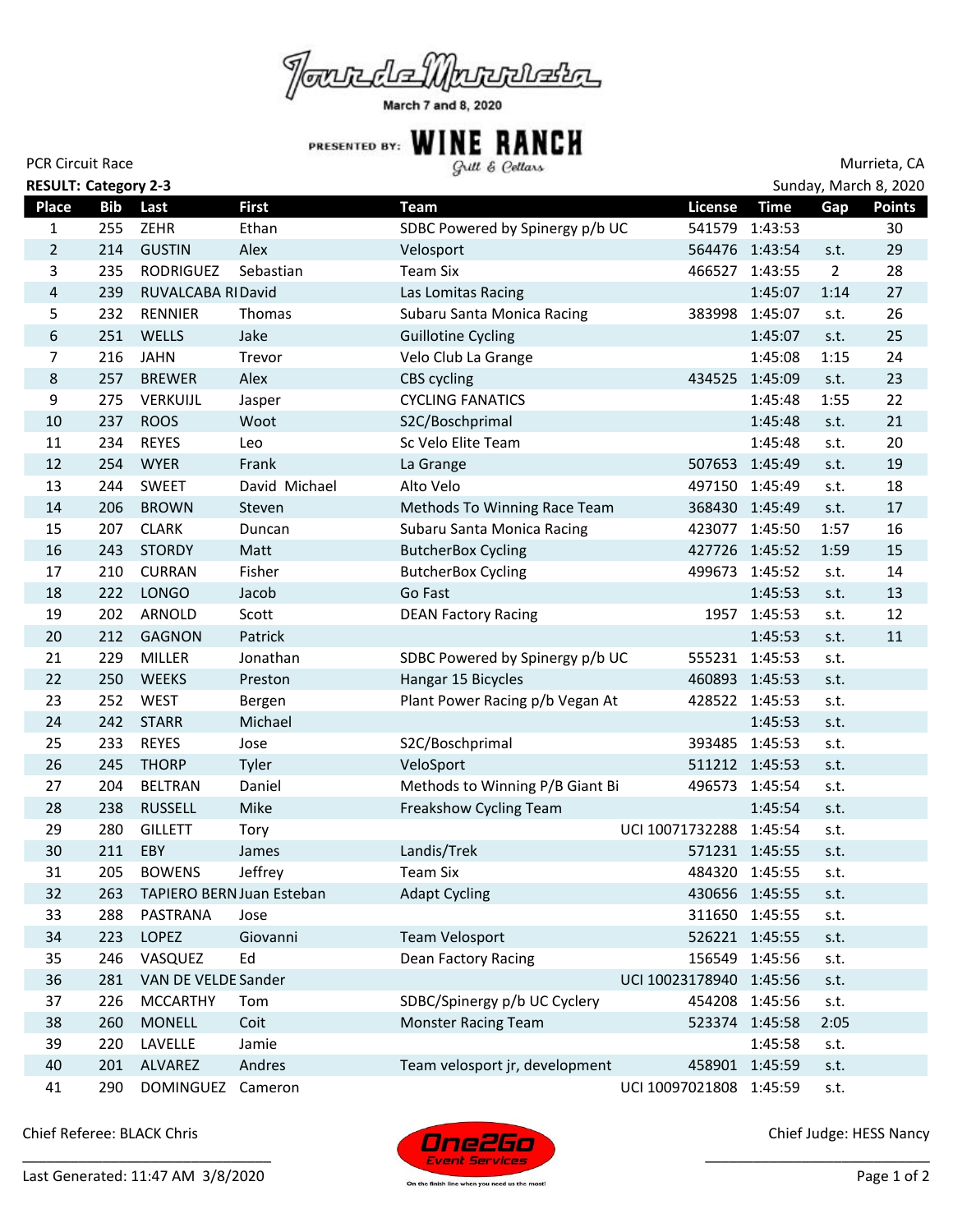# Tour de Murrieta

March 7 and 8, 2020

PRESENTED BY: WINE RANCH Grill & Cellars

PCR Circuit Race | Murrieta, CA

**RESULT: Category 2-3** | Sunday, March 8, 2020

| Place | Bib | Last | First | Team | License | Time | Gap | Points |
|---|---|---|---|---|---|---|---|---|
| 1 | 255 | ZEHR | Ethan | SDBC Powered by Spinergy p/b UC | 541579 | 1:43:53 | | 30 |
| 2 | 214 | GUSTIN | Alex | Velosport | 564476 | 1:43:54 | s.t. | 29 |
| 3 | 235 | RODRIGUEZ | Sebastian | Team Six | 466527 | 1:43:55 | 2 | 28 |
| 4 | 239 | RUVALCABA RI | David | Las Lomitas Racing | | 1:45:07 | 1:14 | 27 |
| 5 | 232 | RENNIER | Thomas | Subaru Santa Monica Racing | 383998 | 1:45:07 | s.t. | 26 |
| 6 | 251 | WELLS | Jake | Guillotine Cycling | | 1:45:07 | s.t. | 25 |
| 7 | 216 | JAHN | Trevor | Velo Club La Grange | | 1:45:08 | 1:15 | 24 |
| 8 | 257 | BREWER | Alex | CBS cycling | 434525 | 1:45:09 | s.t. | 23 |
| 9 | 275 | VERKUIJL | Jasper | CYCLING FANATICS | | 1:45:48 | 1:55 | 22 |
| 10 | 237 | ROOS | Woot | S2C/Boschprimal | | 1:45:48 | s.t. | 21 |
| 11 | 234 | REYES | Leo | Sc Velo Elite Team | | 1:45:48 | s.t. | 20 |
| 12 | 254 | WYER | Frank | La Grange | 507653 | 1:45:49 | s.t. | 19 |
| 13 | 244 | SWEET | David Michael | Alto Velo | 497150 | 1:45:49 | s.t. | 18 |
| 14 | 206 | BROWN | Steven | Methods To Winning Race Team | 368430 | 1:45:49 | s.t. | 17 |
| 15 | 207 | CLARK | Duncan | Subaru Santa Monica Racing | 423077 | 1:45:50 | 1:57 | 16 |
| 16 | 243 | STORDY | Matt | ButcherBox Cycling | 427726 | 1:45:52 | 1:59 | 15 |
| 17 | 210 | CURRAN | Fisher | ButcherBox Cycling | 499673 | 1:45:52 | s.t. | 14 |
| 18 | 222 | LONGO | Jacob | Go Fast | | 1:45:53 | s.t. | 13 |
| 19 | 202 | ARNOLD | Scott | DEAN Factory Racing | 1957 | 1:45:53 | s.t. | 12 |
| 20 | 212 | GAGNON | Patrick | | | 1:45:53 | s.t. | 11 |
| 21 | 229 | MILLER | Jonathan | SDBC Powered by Spinergy p/b UC | 555231 | 1:45:53 | s.t. | |
| 22 | 250 | WEEKS | Preston | Hangar 15 Bicycles | 460893 | 1:45:53 | s.t. | |
| 23 | 252 | WEST | Bergen | Plant Power Racing p/b Vegan At | 428522 | 1:45:53 | s.t. | |
| 24 | 242 | STARR | Michael | | | 1:45:53 | s.t. | |
| 25 | 233 | REYES | Jose | S2C/Boschprimal | 393485 | 1:45:53 | s.t. | |
| 26 | 245 | THORP | Tyler | VeloSport | 511212 | 1:45:53 | s.t. | |
| 27 | 204 | BELTRAN | Daniel | Methods to Winning P/B Giant Bi | 496573 | 1:45:54 | s.t. | |
| 28 | 238 | RUSSELL | Mike | Freakshow Cycling Team | | 1:45:54 | s.t. | |
| 29 | 280 | GILLETT | Tory | | UCI 10071732288 | 1:45:54 | s.t. | |
| 30 | 211 | EBY | James | Landis/Trek | 571231 | 1:45:55 | s.t. | |
| 31 | 205 | BOWENS | Jeffrey | Team Six | 484320 | 1:45:55 | s.t. | |
| 32 | 263 | TAPIERO BERN | Juan Esteban | Adapt Cycling | 430656 | 1:45:55 | s.t. | |
| 33 | 288 | PASTRANA | Jose | | 311650 | 1:45:55 | s.t. | |
| 34 | 223 | LOPEZ | Giovanni | Team Velosport | 526221 | 1:45:55 | s.t. | |
| 35 | 246 | VASQUEZ | Ed | Dean Factory Racing | 156549 | 1:45:56 | s.t. | |
| 36 | 281 | VAN DE VELDE | Sander | | UCI 10023178940 | 1:45:56 | s.t. | |
| 37 | 226 | MCCARTHY | Tom | SDBC/Spinergy p/b UC Cyclery | 454208 | 1:45:56 | s.t. | |
| 38 | 260 | MONELL | Coit | Monster Racing Team | 523374 | 1:45:58 | 2:05 | |
| 39 | 220 | LAVELLE | Jamie | | | 1:45:58 | s.t. | |
| 40 | 201 | ALVAREZ | Andres | Team velosport jr, development | 458901 | 1:45:59 | s.t. | |
| 41 | 290 | DOMINGUEZ | Cameron | | UCI 10097021808 | 1:45:59 | s.t. | |

Chief Referee: BLACK Chris

Chief Judge: HESS Nancy

One2Go Event Services — On the finish line when you need us the most!

Last Generated: 11:47 AM 3/8/2020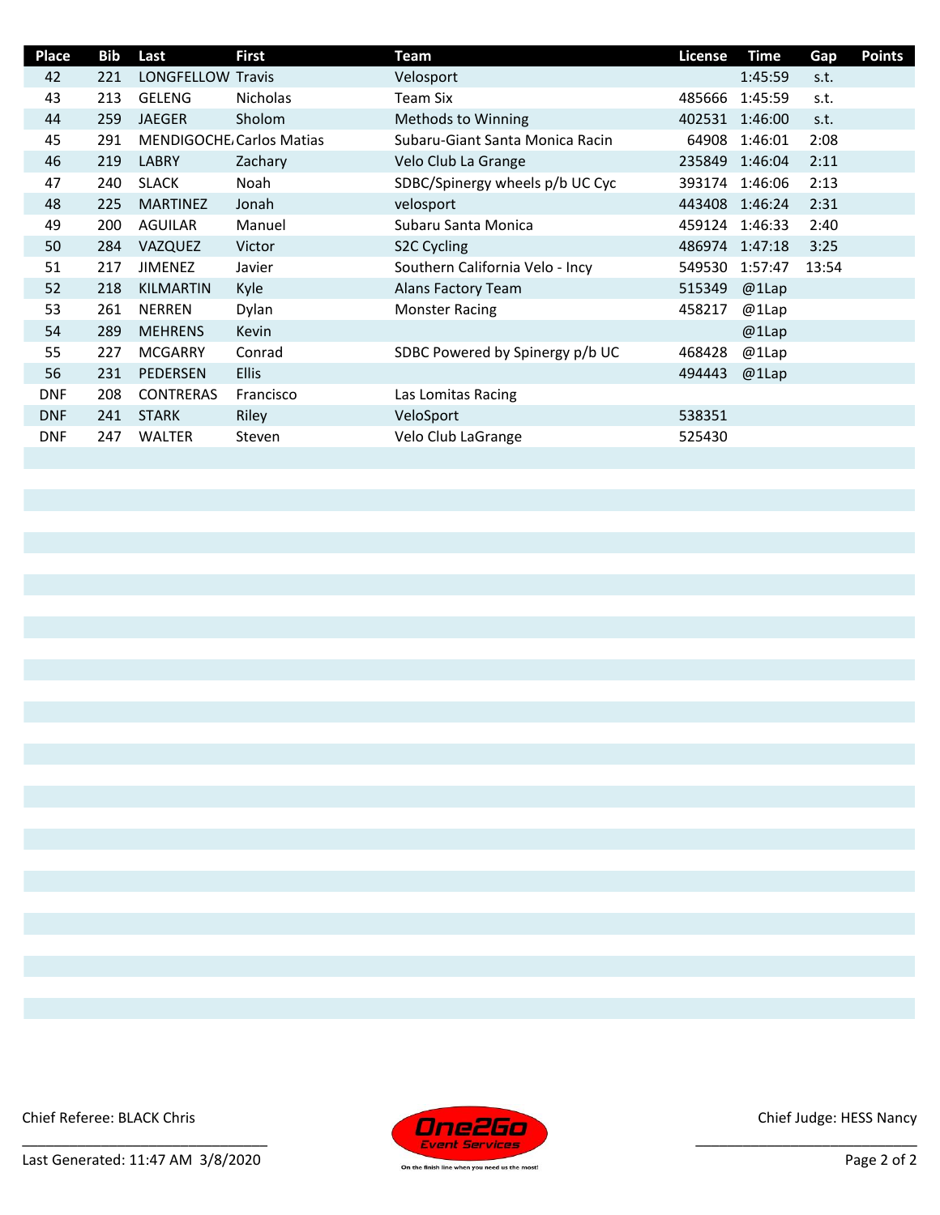| Place | Bib | Last | First | Team | License | Time | Gap | Points |
|---|---|---|---|---|---|---|---|---|
| 42 | 221 | LONGFELLOW | Travis | Velosport | | 1:45:59 | s.t. | |
| 43 | 213 | GELENG | Nicholas | Team Six | 485666 | 1:45:59 | s.t. | |
| 44 | 259 | JAEGER | Sholom | Methods to Winning | 402531 | 1:46:00 | s.t. | |
| 45 | 291 | MENDIGOCHE | Carlos Matias | Subaru-Giant Santa Monica Racin | 64908 | 1:46:01 | 2:08 | |
| 46 | 219 | LABRY | Zachary | Velo Club La Grange | 235849 | 1:46:04 | 2:11 | |
| 47 | 240 | SLACK | Noah | SDBC/Spinergy wheels p/b UC Cyc | 393174 | 1:46:06 | 2:13 | |
| 48 | 225 | MARTINEZ | Jonah | velosport | 443408 | 1:46:24 | 2:31 | |
| 49 | 200 | AGUILAR | Manuel | Subaru Santa Monica | 459124 | 1:46:33 | 2:40 | |
| 50 | 284 | VAZQUEZ | Victor | S2C Cycling | 486974 | 1:47:18 | 3:25 | |
| 51 | 217 | JIMENEZ | Javier | Southern California Velo - Incy | 549530 | 1:57:47 | 13:54 | |
| 52 | 218 | KILMARTIN | Kyle | Alans Factory Team | 515349 | @1Lap | | |
| 53 | 261 | NERREN | Dylan | Monster Racing | 458217 | @1Lap | | |
| 54 | 289 | MEHRENS | Kevin | | | @1Lap | | |
| 55 | 227 | MCGARRY | Conrad | SDBC Powered by Spinergy p/b UC | 468428 | @1Lap | | |
| 56 | 231 | PEDERSEN | Ellis | | 494443 | @1Lap | | |
| DNF | 208 | CONTRERAS | Francisco | Las Lomitas Racing | | | | |
| DNF | 241 | STARK | Riley | VeloSport | 538351 | | | |
| DNF | 247 | WALTER | Steven | Velo Club LaGrange | 525430 | | | |

Chief Referee: BLACK Chris

Chief Judge: HESS Nancy

One2Go Event Services

On the finish line when you need us the most!

Last Generated: 11:47 AM 3/8/2020